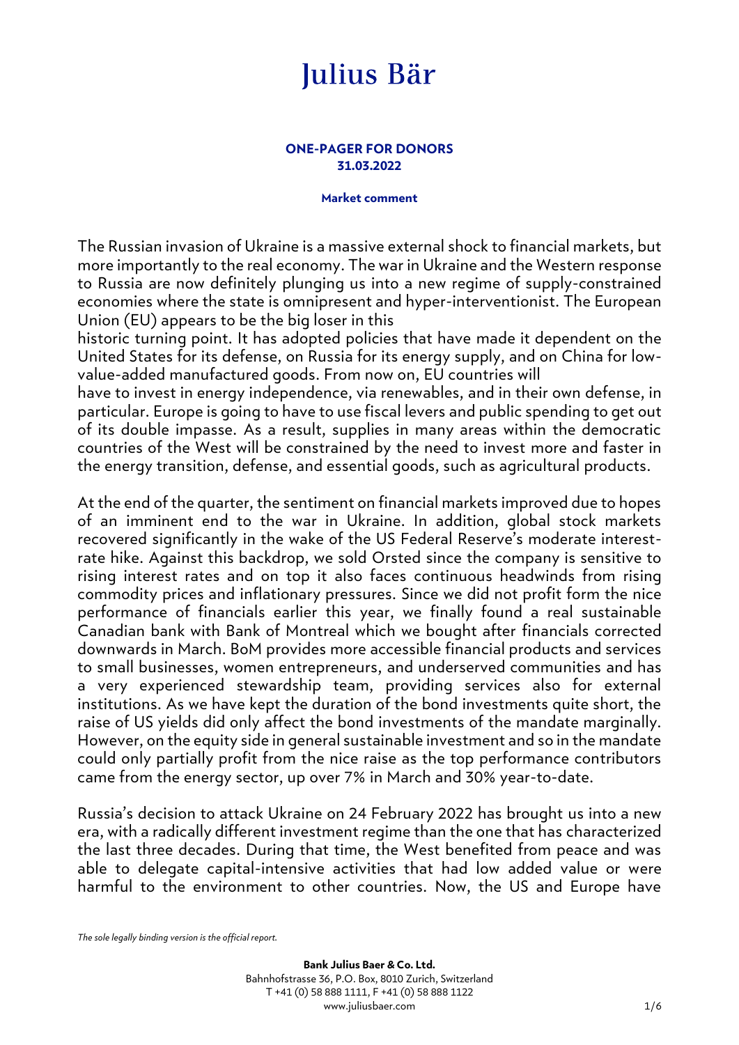# Julius Bär

**ONE-PAGER FOR DONORS**
**31.03.2022**

**Market comment**

The Russian invasion of Ukraine is a massive external shock to financial markets, but more importantly to the real economy. The war in Ukraine and the Western response to Russia are now definitely plunging us into a new regime of supply-constrained economies where the state is omnipresent and hyper-interventionist. The European Union (EU) appears to be the big loser in this historic turning point. It has adopted policies that have made it dependent on the United States for its defense, on Russia for its energy supply, and on China for low-value-added manufactured goods. From now on, EU countries will have to invest in energy independence, via renewables, and in their own defense, in particular. Europe is going to have to use fiscal levers and public spending to get out of its double impasse. As a result, supplies in many areas within the democratic countries of the West will be constrained by the need to invest more and faster in the energy transition, defense, and essential goods, such as agricultural products.

At the end of the quarter, the sentiment on financial markets improved due to hopes of an imminent end to the war in Ukraine. In addition, global stock markets recovered significantly in the wake of the US Federal Reserve's moderate interest-rate hike. Against this backdrop, we sold Orsted since the company is sensitive to rising interest rates and on top it also faces continuous headwinds from rising commodity prices and inflationary pressures. Since we did not profit form the nice performance of financials earlier this year, we finally found a real sustainable Canadian bank with Bank of Montreal which we bought after financials corrected downwards in March. BoM provides more accessible financial products and services to small businesses, women entrepreneurs, and underserved communities and has a very experienced stewardship team, providing services also for external institutions. As we have kept the duration of the bond investments quite short, the raise of US yields did only affect the bond investments of the mandate marginally. However, on the equity side in general sustainable investment and so in the mandate could only partially profit from the nice raise as the top performance contributors came from the energy sector, up over 7% in March and 30% year-to-date.

Russia's decision to attack Ukraine on 24 February 2022 has brought us into a new era, with a radically different investment regime than the one that has characterized the last three decades. During that time, the West benefited from peace and was able to delegate capital-intensive activities that had low added value or were harmful to the environment to other countries. Now, the US and Europe have

*The sole legally binding version is the official report.*

**Bank Julius Baer & Co. Ltd.**
Bahnhofstrasse 36, P.O. Box, 8010 Zurich, Switzerland
T +41 (0) 58 888 1111, F +41 (0) 58 888 1122
www.juliusbaer.com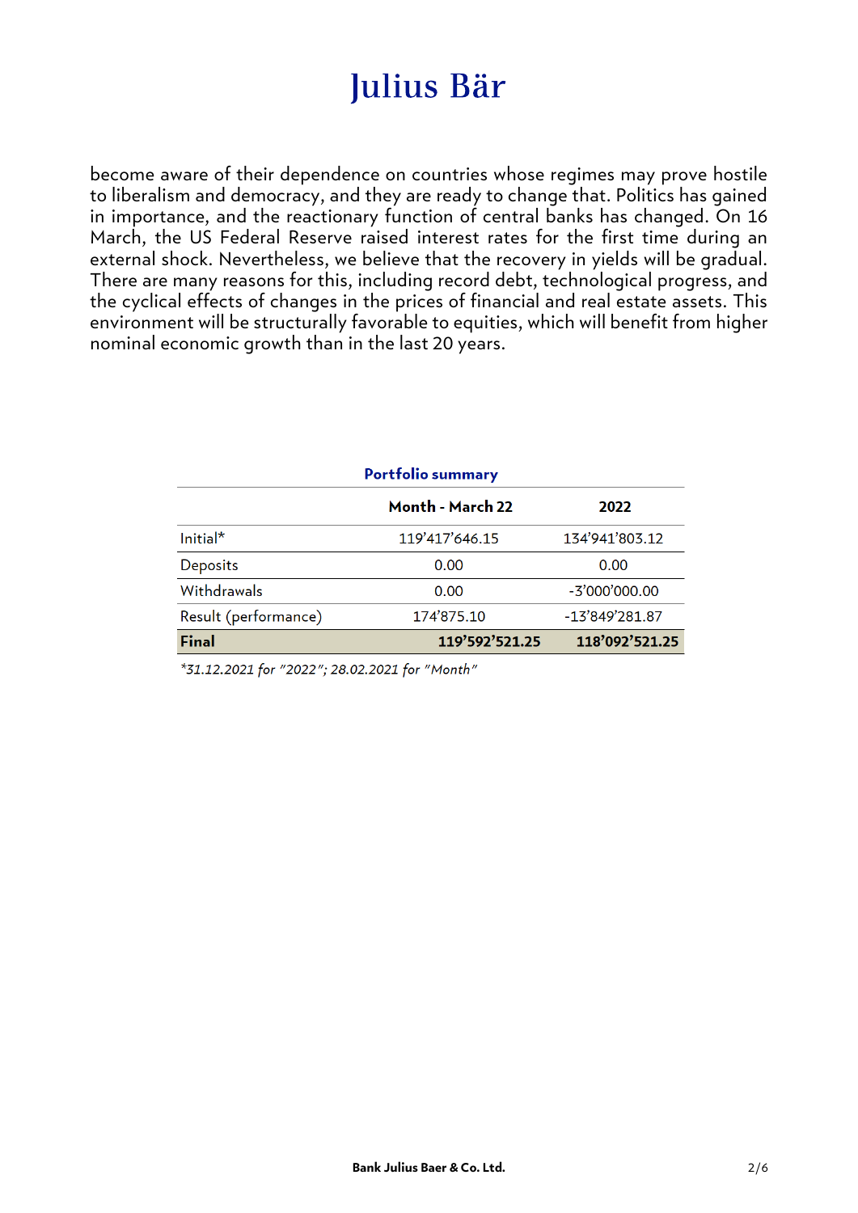become aware of their dependence on countries whose regimes may prove hostile to liberalism and democracy, and they are ready to change that. Politics has gained in importance, and the reactionary function of central banks has changed. On 16 March, the US Federal Reserve raised interest rates for the first time during an external shock. Nevertheless, we believe that the recovery in yields will be gradual. There are many reasons for this, including record debt, technological progress, and the cyclical effects of changes in the prices of financial and real estate assets. This environment will be structurally favorable to equities, which will benefit from higher nominal economic growth than in the last 20 years.

**Portfolio summary**

| | Month - March 22 | 2022 |
|---|---|---|
| Initial* | 119'417'646.15 | 134'941'803.12 |
| Deposits | 0.00 | 0.00 |
| Withdrawals | 0.00 | -3'000'000.00 |
| Result (performance) | 174'875.10 | -13'849'281.87 |
| **Final** | **119'592'521.25** | **118'092'521.25** |

*\*31.12.2021 for "2022"; 28.02.2021 for "Month"*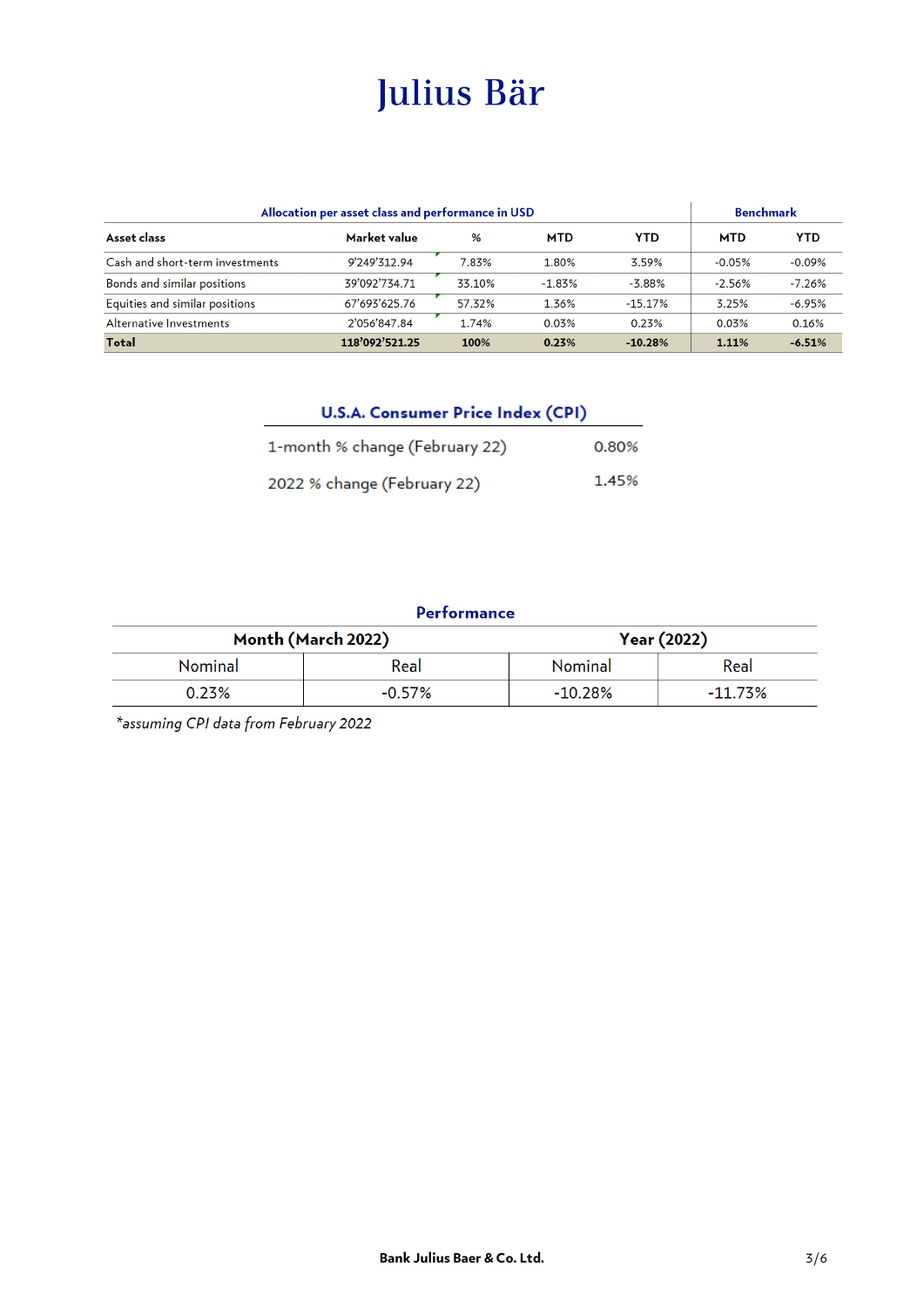# Julius Bär

| Allocation per asset class and performance in USD | | | | | Benchmark | |
|---|---|---|---|---|---|---|
| **Asset class** | **Market value** | **%** | **MTD** | **YTD** | **MTD** | **YTD** |
| Cash and short-term investments | 9'249'312.94 | 7.83% | 1.80% | 3.59% | -0.05% | -0.09% |
| Bonds and similar positions | 39'092'734.71 | 33.10% | -1.83% | -3.88% | -2.56% | -7.26% |
| Equities and similar positions | 67'693'625.76 | 57.32% | 1.36% | -15.17% | 3.25% | -6.95% |
| Alternative Investments | 2'056'847.84 | 1.74% | 0.03% | 0.23% | 0.03% | 0.16% |
| **Total** | **118'092'521.25** | **100%** | **0.23%** | **-10.28%** | **1.11%** | **-6.51%** |

| U.S.A. Consumer Price Index (CPI) | |
|---|---|
| 1-month % change (February 22) | 0.80% |
| 2022 % change (February 22) | 1.45% |

| Performance | | | |
|---|---|---|---|
| **Month (March 2022)** | | **Year (2022)** | |
| Nominal | Real | Nominal | Real |
| 0.23% | -0.57% | -10.28% | -11.73% |

*\*assuming CPI data from February 2022*

**Bank Julius Baer & Co. Ltd.**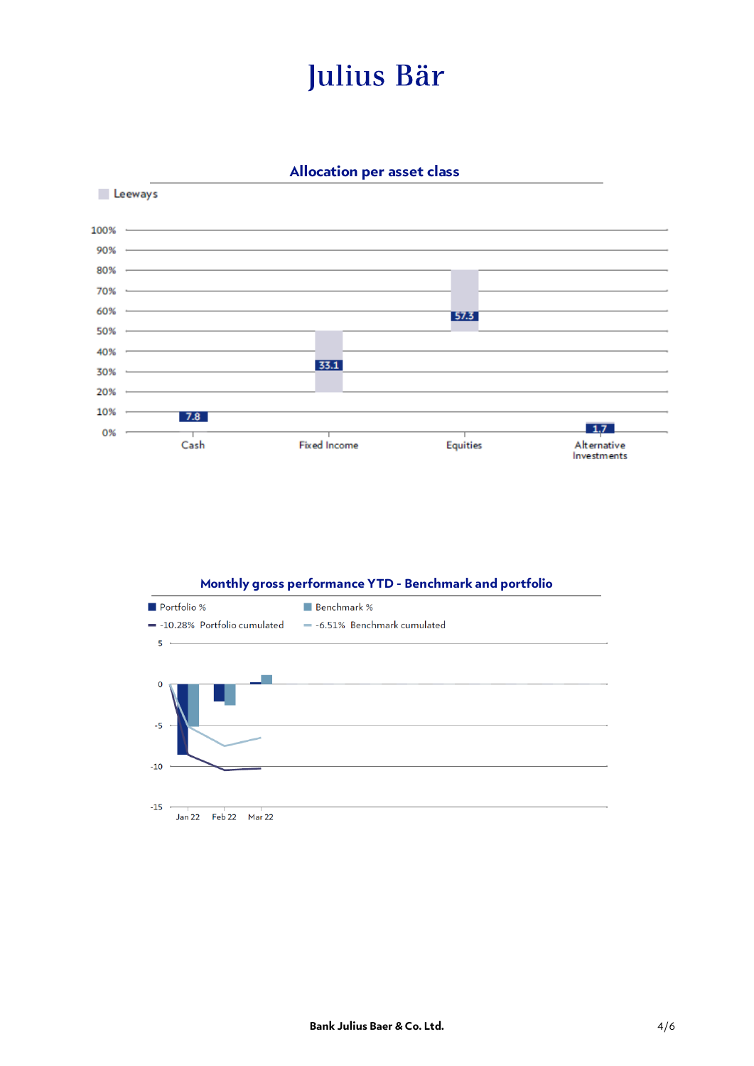# Julius Bär

## Allocation per asset class

Leeways

| Asset class | % |
|---|---|
| Cash | 7.8 |
| Fixed Income | 33.1 |
| Equities | 57.3 |
| Alternative Investments | 1.7 |

## Monthly gross performance YTD - Benchmark and portfolio

- Portfolio %
- Benchmark %
- -10.28% Portfolio cumulated
- -6.51% Benchmark cumulated

Jan 22, Feb 22, Mar 22

Bank Julius Baer & Co. Ltd.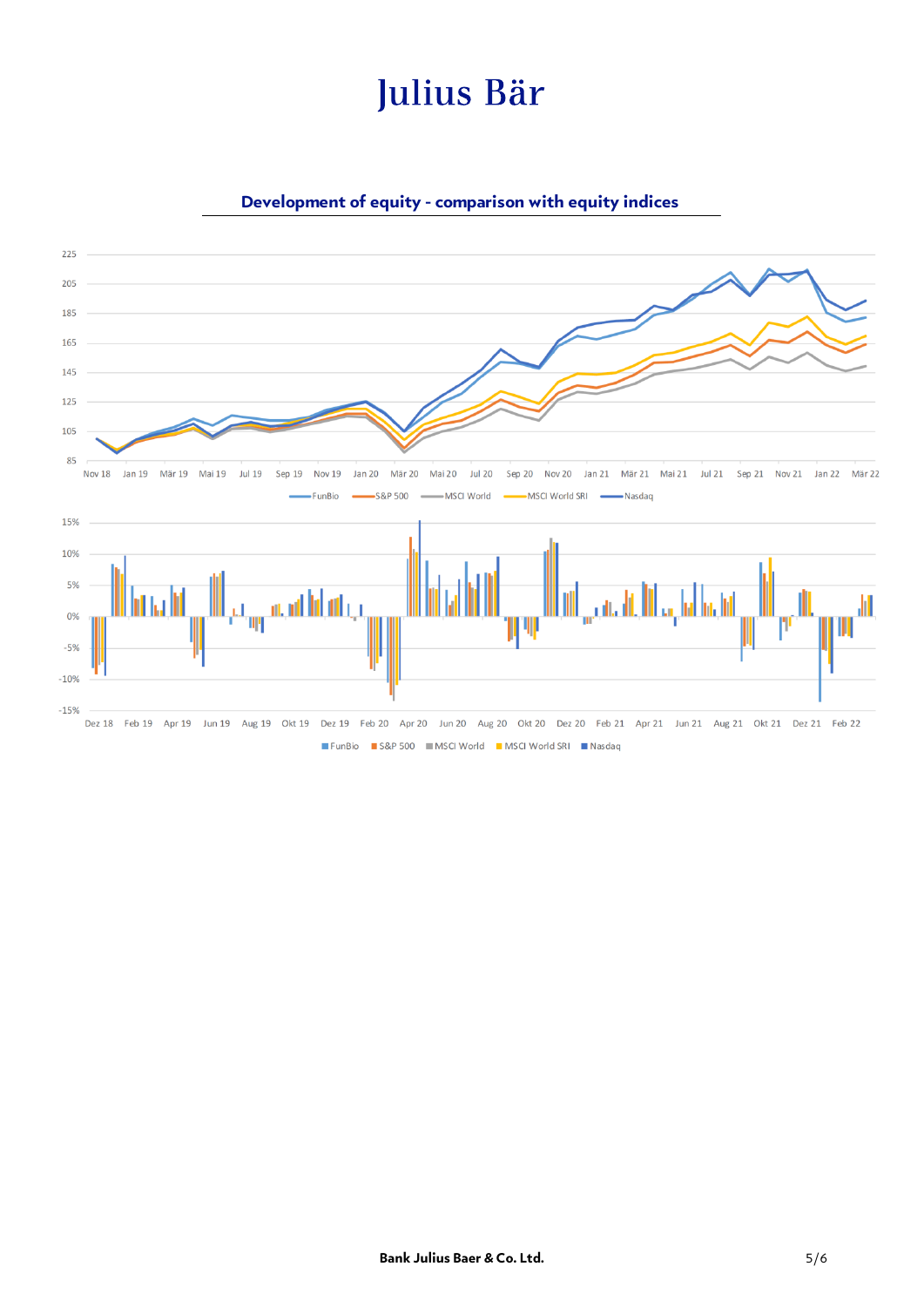## Development of equity - comparison with equity indices

FunBio | S&P 500 | MSCI World | MSCI World SRI | Nasdaq

FunBio | S&P 500 | MSCI World | MSCI World SRI | Nasdaq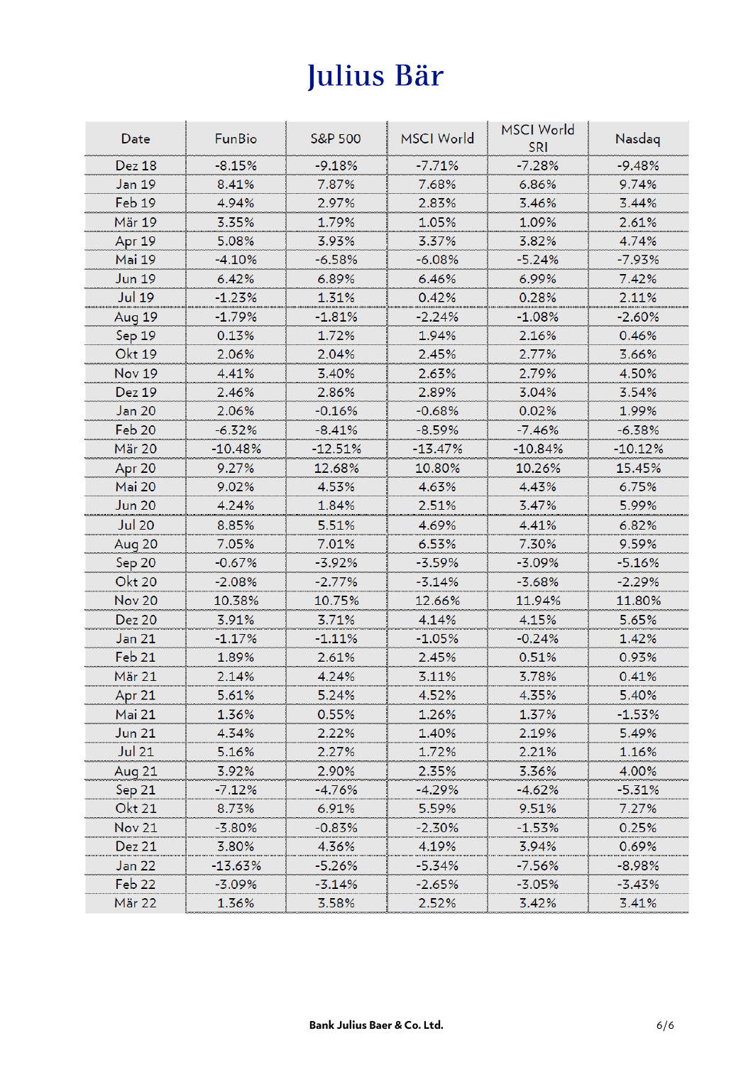# Julius Bär

| Date | FunBio | S&P 500 | MSCI World | MSCI World SRI | Nasdaq |
|---|---|---|---|---|---|
| Dez 18 | -8.15% | -9.18% | -7.71% | -7.28% | -9.48% |
| Jan 19 | 8.41% | 7.87% | 7.68% | 6.86% | 9.74% |
| Feb 19 | 4.94% | 2.97% | 2.83% | 3.46% | 3.44% |
| Mär 19 | 3.35% | 1.79% | 1.05% | 1.09% | 2.61% |
| Apr 19 | 5.08% | 3.93% | 3.37% | 3.82% | 4.74% |
| Mai 19 | -4.10% | -6.58% | -6.08% | -5.24% | -7.93% |
| Jun 19 | 6.42% | 6.89% | 6.46% | 6.99% | 7.42% |
| Jul 19 | -1.23% | 1.31% | 0.42% | 0.28% | 2.11% |
| Aug 19 | -1.79% | -1.81% | -2.24% | -1.08% | -2.60% |
| Sep 19 | 0.13% | 1.72% | 1.94% | 2.16% | 0.46% |
| Okt 19 | 2.06% | 2.04% | 2.45% | 2.77% | 3.66% |
| Nov 19 | 4.41% | 3.40% | 2.63% | 2.79% | 4.50% |
| Dez 19 | 2.46% | 2.86% | 2.89% | 3.04% | 3.54% |
| Jan 20 | 2.06% | -0.16% | -0.68% | 0.02% | 1.99% |
| Feb 20 | -6.32% | -8.41% | -8.59% | -7.46% | -6.38% |
| Mär 20 | -10.48% | -12.51% | -13.47% | -10.84% | -10.12% |
| Apr 20 | 9.27% | 12.68% | 10.80% | 10.26% | 15.45% |
| Mai 20 | 9.02% | 4.53% | 4.63% | 4.43% | 6.75% |
| Jun 20 | 4.24% | 1.84% | 2.51% | 3.47% | 5.99% |
| Jul 20 | 8.85% | 5.51% | 4.69% | 4.41% | 6.82% |
| Aug 20 | 7.05% | 7.01% | 6.53% | 7.30% | 9.59% |
| Sep 20 | -0.67% | -3.92% | -3.59% | -3.09% | -5.16% |
| Okt 20 | -2.08% | -2.77% | -3.14% | -3.68% | -2.29% |
| Nov 20 | 10.38% | 10.75% | 12.66% | 11.94% | 11.80% |
| Dez 20 | 3.91% | 3.71% | 4.14% | 4.15% | 5.65% |
| Jan 21 | -1.17% | -1.11% | -1.05% | -0.24% | 1.42% |
| Feb 21 | 1.89% | 2.61% | 2.45% | 0.51% | 0.93% |
| Mär 21 | 2.14% | 4.24% | 3.11% | 3.78% | 0.41% |
| Apr 21 | 5.61% | 5.24% | 4.52% | 4.35% | 5.40% |
| Mai 21 | 1.36% | 0.55% | 1.26% | 1.37% | -1.53% |
| Jun 21 | 4.34% | 2.22% | 1.40% | 2.19% | 5.49% |
| Jul 21 | 5.16% | 2.27% | 1.72% | 2.21% | 1.16% |
| Aug 21 | 3.92% | 2.90% | 2.35% | 3.36% | 4.00% |
| Sep 21 | -7.12% | -4.76% | -4.29% | -4.62% | -5.31% |
| Okt 21 | 8.73% | 6.91% | 5.59% | 9.51% | 7.27% |
| Nov 21 | -3.80% | -0.83% | -2.30% | -1.53% | 0.25% |
| Dez 21 | 3.80% | 4.36% | 4.19% | 3.94% | 0.69% |
| Jan 22 | -13.63% | -5.26% | -5.34% | -7.56% | -8.98% |
| Feb 22 | -3.09% | -3.14% | -2.65% | -3.05% | -3.43% |
| Mär 22 | 1.36% | 3.58% | 2.52% | 3.42% | 3.41% |

**Bank Julius Baer & Co. Ltd.**